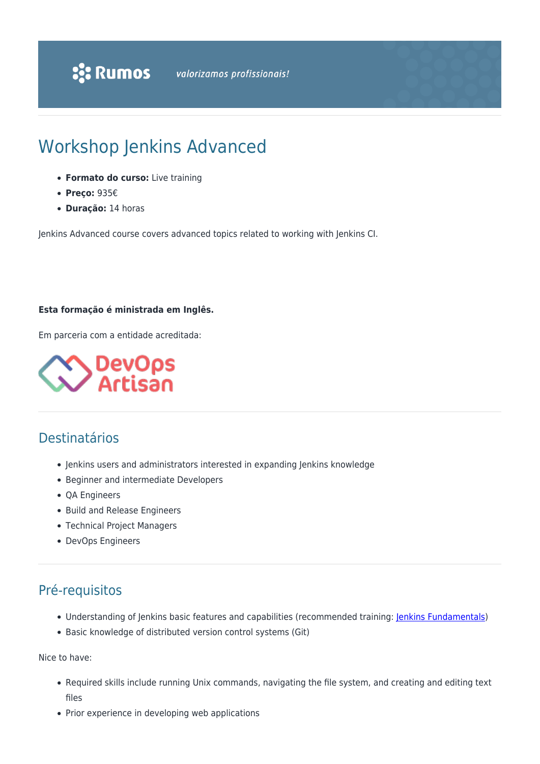# Workshop Jenkins Advanced

- **Formato do curso:** Live training
- **Preço:** 935€
- **Duração:** 14 horas

Jenkins Advanced course covers advanced topics related to working with Jenkins CI.

**Esta formação é ministrada em Inglês.**

Em parceria com a entidade acreditada:

## Destinatários

- Jenkins users and administrators interested in expanding Jenkins knowledge
- Beginner and intermediate Developers
- QA Engineers
- Build and Release Engineers
- Technical Project Managers
- DevOps Engineers

## Pré-requisitos

- Understanding of Jenkins basic features and capabilities (recommended training: Jenkins Fundamentals)
- Basic knowledge of distributed version control systems (Git)

Nice to have:

- Required skills include running Unix commands, navigating the file system, and creating and editing text files
- Prior experience in developing web applications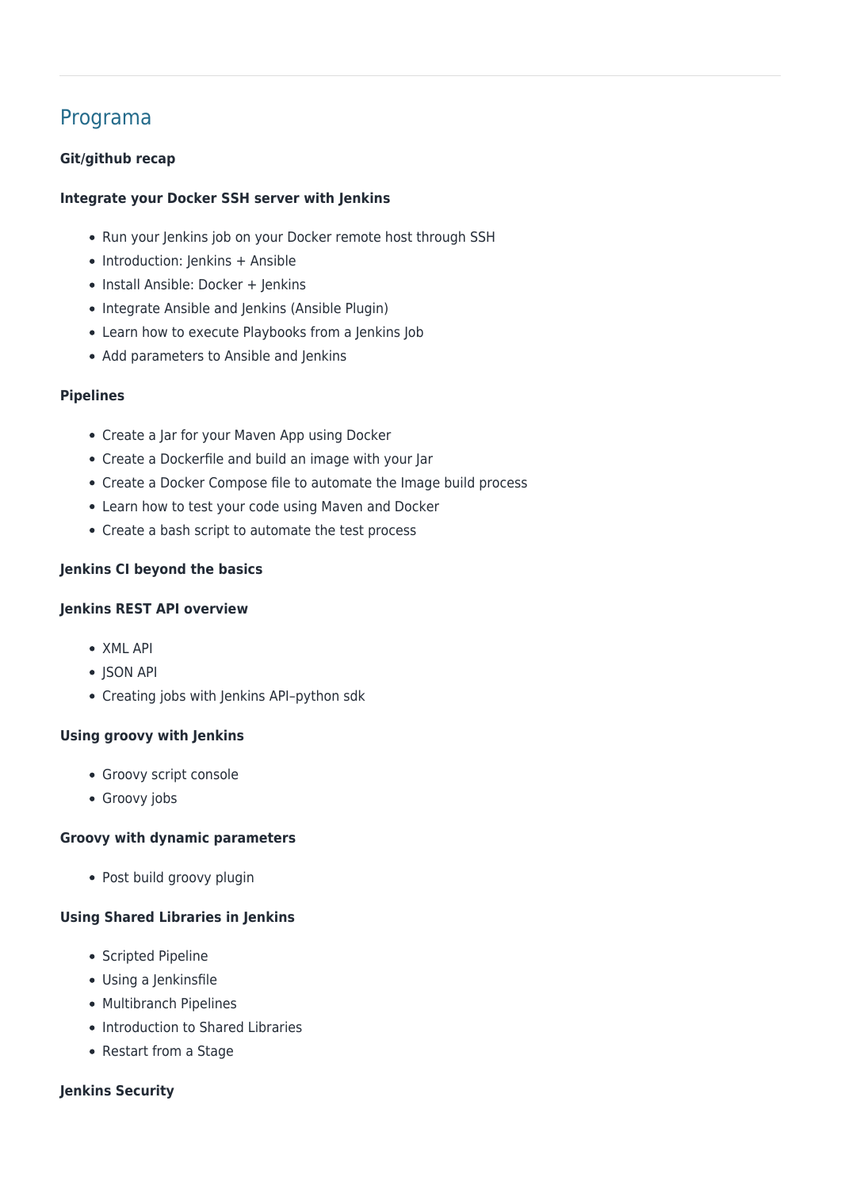## Programa

**Git/github recap**

**Integrate your Docker SSH server with Jenkins**

- Run your Jenkins job on your Docker remote host through SSH
- Introduction: Jenkins + Ansible
- Install Ansible: Docker + Jenkins
- Integrate Ansible and Jenkins (Ansible Plugin)
- Learn how to execute Playbooks from a Jenkins Job
- Add parameters to Ansible and Jenkins

**Pipelines**

- Create a Jar for your Maven App using Docker
- Create a Dockerfile and build an image with your Jar
- Create a Docker Compose file to automate the Image build process
- Learn how to test your code using Maven and Docker
- Create a bash script to automate the test process

**Jenkins CI beyond the basics**

**Jenkins REST API overview**

- XML API
- JSON API
- Creating jobs with Jenkins API–python sdk

**Using groovy with Jenkins**

- Groovy script console
- Groovy jobs

**Groovy with dynamic parameters**

- Post build groovy plugin

**Using Shared Libraries in Jenkins**

- Scripted Pipeline
- Using a Jenkinsfile
- Multibranch Pipelines
- Introduction to Shared Libraries
- Restart from a Stage

**Jenkins Security**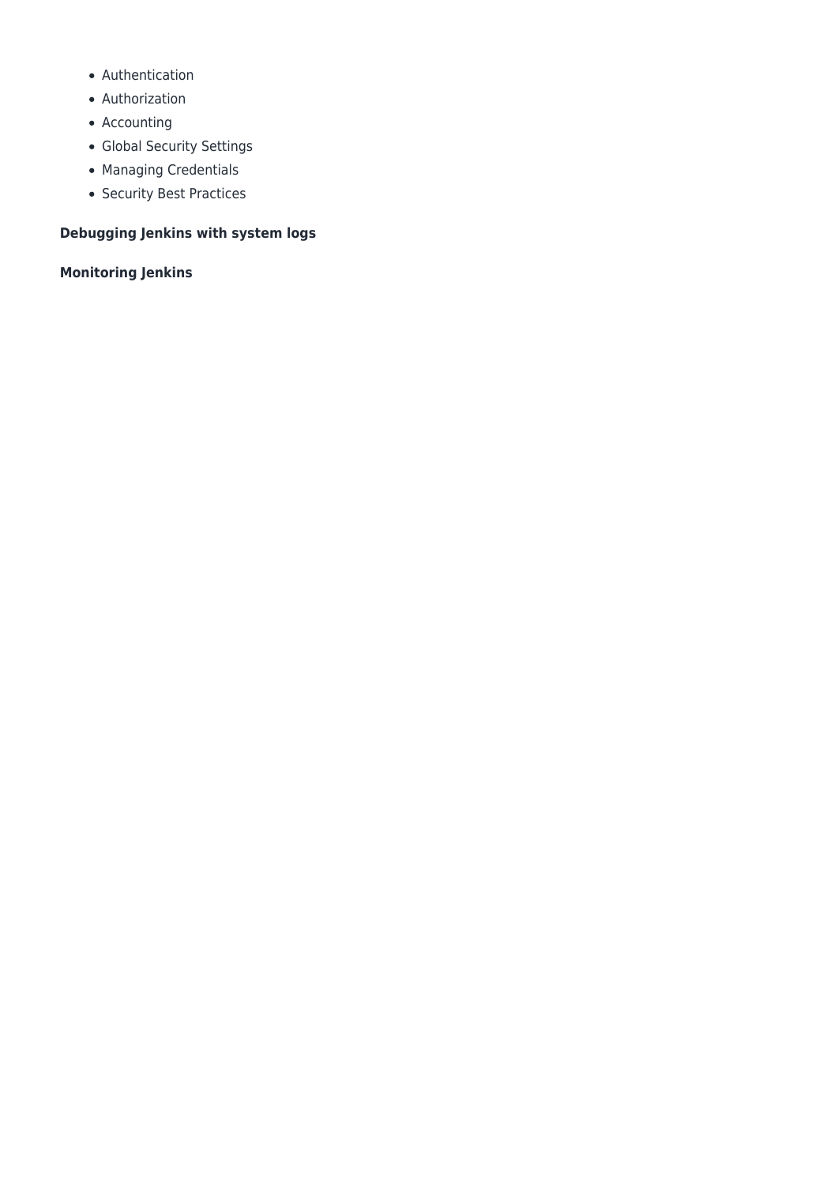- Authentication
- Authorization
- Accounting
- Global Security Settings
- Managing Credentials
- Security Best Practices

**Debugging Jenkins with system logs**

**Monitoring Jenkins**